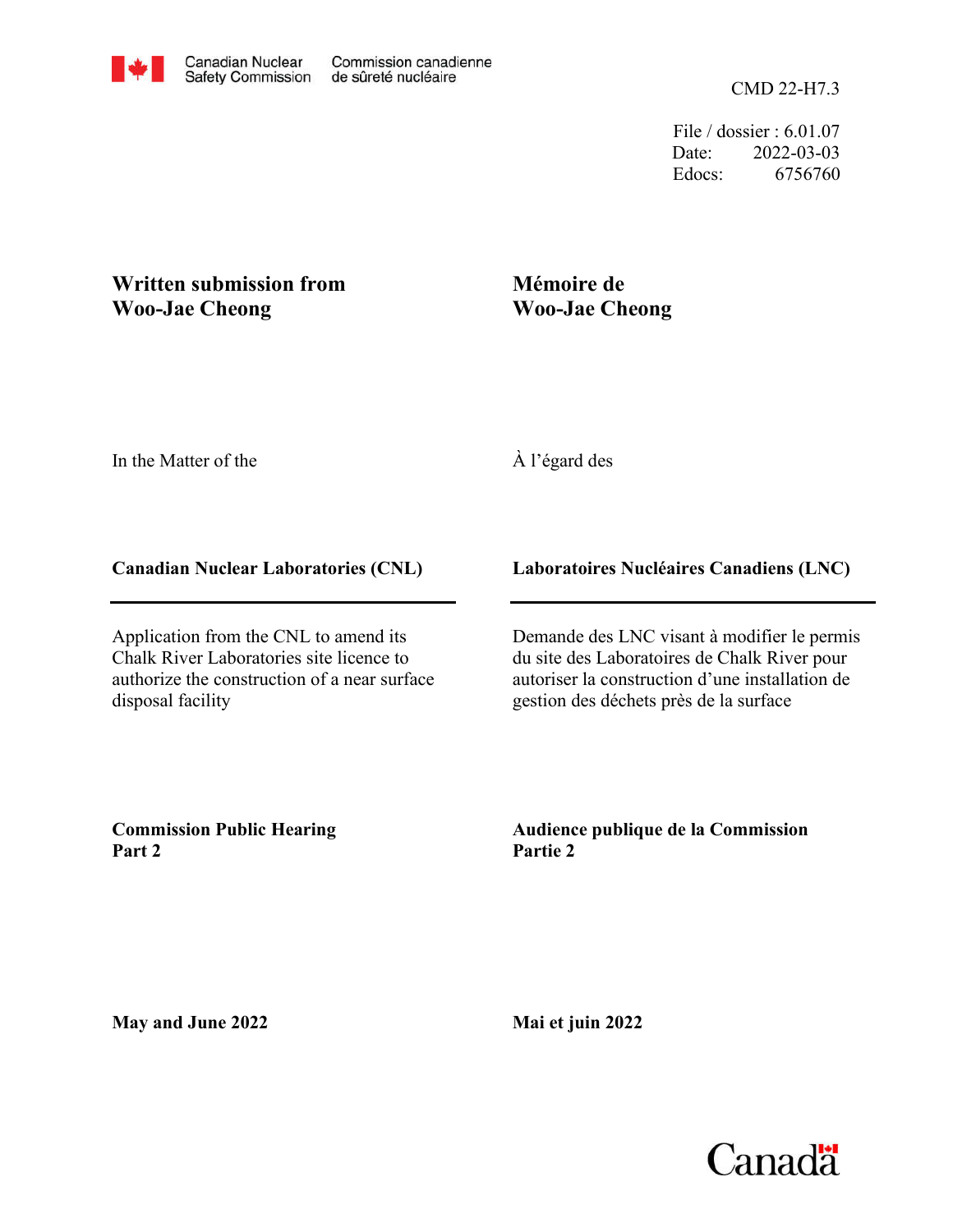Canadian Nuclear Safety Commission | Commission canadienne de sûreté nucléaire

CMD 22-H7.3

File / dossier : 6.01.07
Date: 2022-03-03
Edocs: 6756760

**Written submission from Woo-Jae Cheong**

**Mémoire de Woo-Jae Cheong**

In the Matter of the

À l'égard des

**Canadian Nuclear Laboratories (CNL)**

**Laboratoires Nucléaires Canadiens (LNC)**

Application from the CNL to amend its Chalk River Laboratories site licence to authorize the construction of a near surface disposal facility

Demande des LNC visant à modifier le permis du site des Laboratoires de Chalk River pour autoriser la construction d'une installation de gestion des déchets près de la surface

**Commission Public Hearing Part 2**

**Audience publique de la Commission Partie 2**

**May and June 2022**

**Mai et juin 2022**

Canada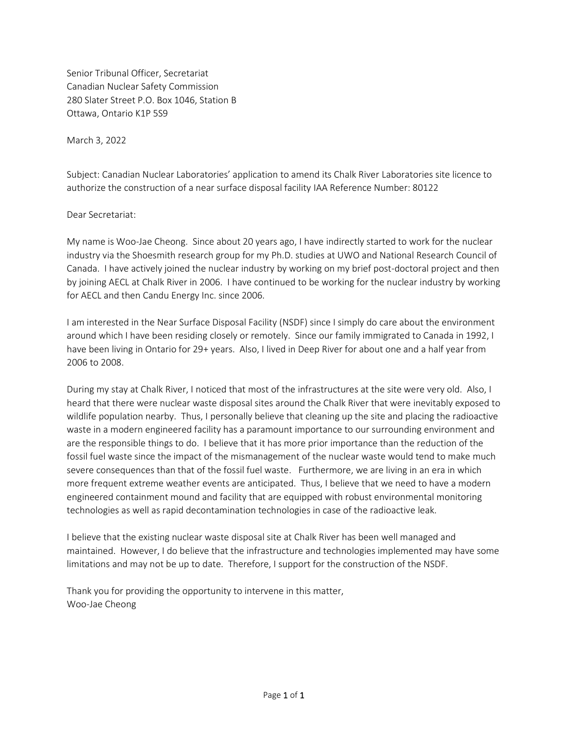Senior Tribunal Officer, Secretariat
Canadian Nuclear Safety Commission
280 Slater Street P.O. Box 1046, Station B
Ottawa, Ontario K1P 5S9

March 3, 2022

Subject: Canadian Nuclear Laboratories' application to amend its Chalk River Laboratories site licence to authorize the construction of a near surface disposal facility IAA Reference Number: 80122

Dear Secretariat:

My name is Woo-Jae Cheong. Since about 20 years ago, I have indirectly started to work for the nuclear industry via the Shoesmith research group for my Ph.D. studies at UWO and National Research Council of Canada. I have actively joined the nuclear industry by working on my brief post-doctoral project and then by joining AECL at Chalk River in 2006. I have continued to be working for the nuclear industry by working for AECL and then Candu Energy Inc. since 2006.

I am interested in the Near Surface Disposal Facility (NSDF) since I simply do care about the environment around which I have been residing closely or remotely. Since our family immigrated to Canada in 1992, I have been living in Ontario for 29+ years. Also, I lived in Deep River for about one and a half year from 2006 to 2008.

During my stay at Chalk River, I noticed that most of the infrastructures at the site were very old. Also, I heard that there were nuclear waste disposal sites around the Chalk River that were inevitably exposed to wildlife population nearby. Thus, I personally believe that cleaning up the site and placing the radioactive waste in a modern engineered facility has a paramount importance to our surrounding environment and are the responsible things to do. I believe that it has more prior importance than the reduction of the fossil fuel waste since the impact of the mismanagement of the nuclear waste would tend to make much severe consequences than that of the fossil fuel waste. Furthermore, we are living in an era in which more frequent extreme weather events are anticipated. Thus, I believe that we need to have a modern engineered containment mound and facility that are equipped with robust environmental monitoring technologies as well as rapid decontamination technologies in case of the radioactive leak.

I believe that the existing nuclear waste disposal site at Chalk River has been well managed and maintained. However, I do believe that the infrastructure and technologies implemented may have some limitations and may not be up to date. Therefore, I support for the construction of the NSDF.

Thank you for providing the opportunity to intervene in this matter,
Woo-Jae Cheong